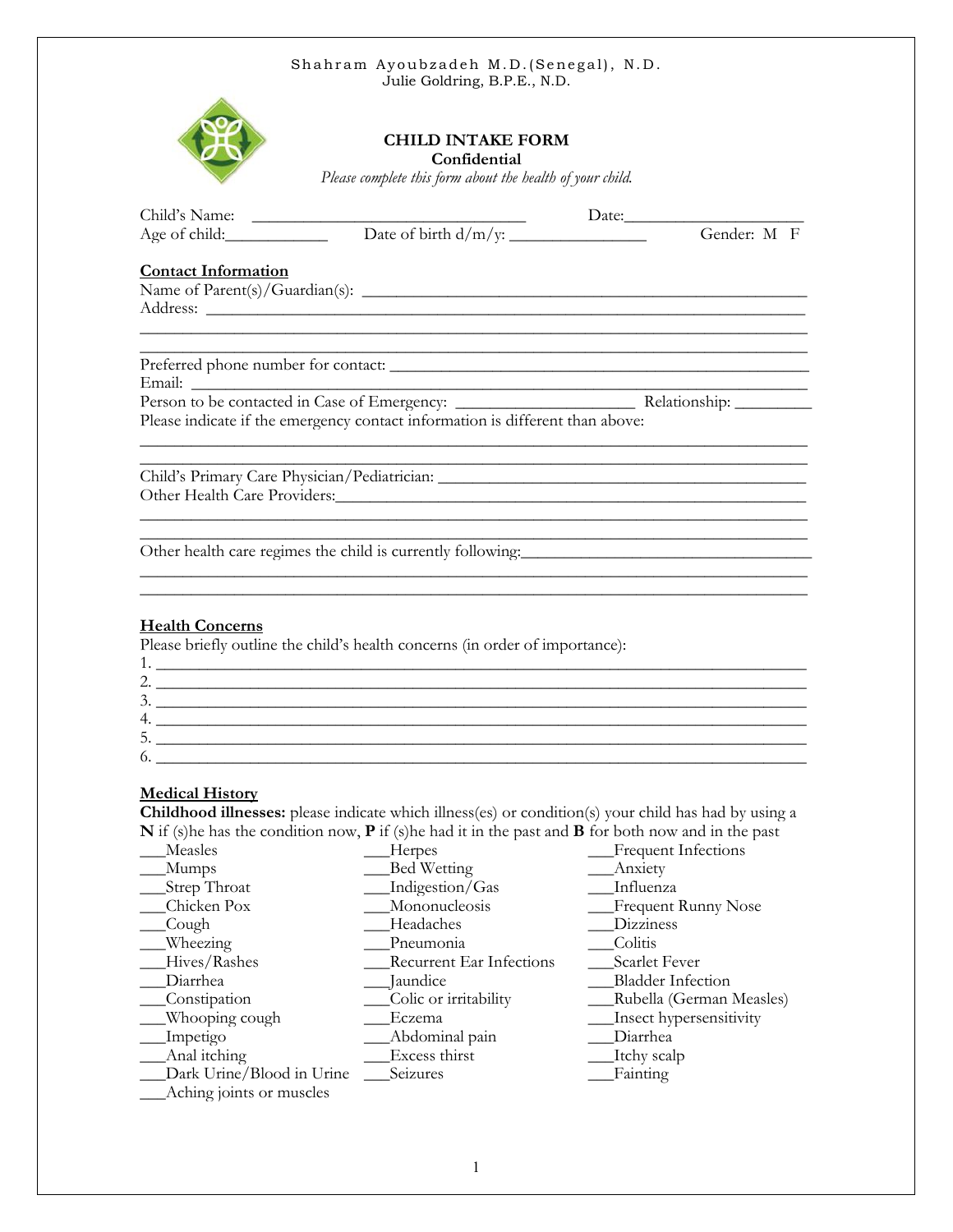Shahram Ayoubzadeh M.D.(Senegal), N.D.
Julie Goldring, B.P.E., N.D.

# CHILD INTAKE FORM

**Confidential**

*Please complete this form about the health of your child.*

Child's Name: _______________________________ Date:_____________________

Age of child:____________ Date of birth d/m/y: ________________ Gender: M F

**Contact Information**

Name of Parent(s)/Guardian(s): ___________________________________________________

Address: ________________________________________________________________

________________________________________________________________

________________________________________________________________

Preferred phone number for contact: ______________________________________________

Email: ________________________________________________________________

Person to be contacted in Case of Emergency: _____________________ Relationship: _________

Please indicate if the emergency contact information is different than above:

________________________________________________________________

________________________________________________________________

Child's Primary Care Physician/Pediatrician: ___________________________________________

Other Health Care Providers:________________________________________________

________________________________________________________________

________________________________________________________________

Other health care regimes the child is currently following:_________________________________

________________________________________________________________

________________________________________________________________

**Health Concerns**

Please briefly outline the child's health concerns (in order of importance):

1. ________________________________________________________________
2. ________________________________________________________________
3. ________________________________________________________________
4. ________________________________________________________________
5. ________________________________________________________________
6. ________________________________________________________________

**Medical History**

**Childhood illnesses:** please indicate which illness(es) or condition(s) your child has had by using a **N** if (s)he has the condition now, **P** if (s)he had it in the past and **B** for both now and in the past

___Measles
___Mumps
___Strep Throat
___Chicken Pox
___Cough
___Wheezing
___Hives/Rashes
___Diarrhea
___Constipation
___Whooping cough
___Impetigo
___Anal itching
___Dark Urine/Blood in Urine
___Aching joints or muscles
___Herpes
___Bed Wetting
___Indigestion/Gas
___Mononucleosis
___Headaches
___Pneumonia
___Recurrent Ear Infections
___Jaundice
___Colic or irritability
___Eczema
___Abdominal pain
___Excess thirst
___Seizures
___Frequent Infections
___Anxiety
___Influenza
___Frequent Runny Nose
___Dizziness
___Colitis
___Scarlet Fever
___Bladder Infection
___Rubella (German Measles)
___Insect hypersensitivity
___Diarrhea
___Itchy scalp
___Fainting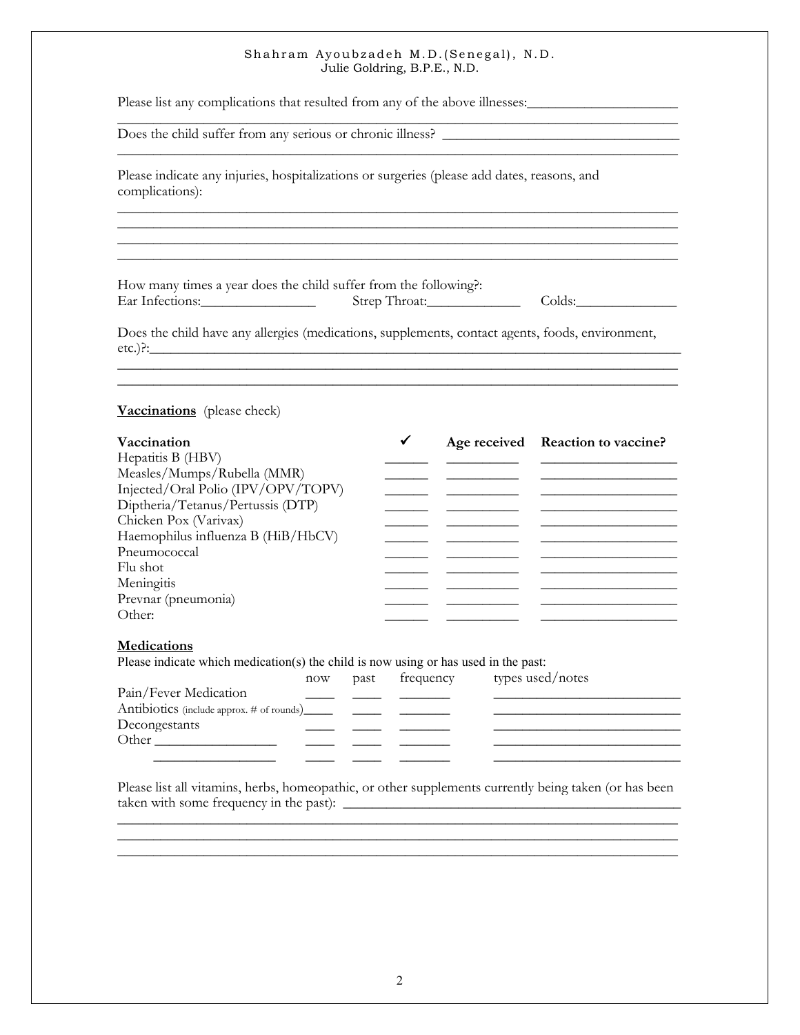Please list any complications that resulted from any of the above illnesses:____________________
___________________________________________________________________________

Does the child suffer from any serious or chronic illness? ________________________________
___________________________________________________________________________

Please indicate any injuries, hospitalizations or surgeries (please add dates, reasons, and complications):

___________________________________________________________________________
___________________________________________________________________________
___________________________________________________________________________
___________________________________________________________________________

How many times a year does the child suffer from the following?:
Ear Infections:________________ Strep Throat:_____________ Colds:______________

Does the child have any allergies (medications, supplements, contact agents, foods, environment, etc.)?:___________________________________________________________________________
___________________________________________________________________________
___________________________________________________________________________

**<u>Vaccinations</u>** (please check)

| Vaccination | ✓ | Age received | Reaction to vaccine? |
|---|---|---|---|
| Hepatitis B (HBV) | ______ | _________ | __________________ |
| Measles/Mumps/Rubella (MMR) | ______ | _________ | __________________ |
| Injected/Oral Polio (IPV/OPV/TOPV) | ______ | _________ | __________________ |
| Diptheria/Tetanus/Pertussis (DTP) | ______ | _________ | __________________ |
| Chicken Pox (Varivax) | ______ | _________ | __________________ |
| Haemophilus influenza B (HiB/HbCV) | ______ | _________ | __________________ |
| Pneumococcal | ______ | _________ | __________________ |
| Flu shot | ______ | _________ | __________________ |
| Meningitis | ______ | _________ | __________________ |
| Prevnar (pneumonia) | ______ | _________ | __________________ |
| Other: | ______ | _________ | __________________ |

**<u>Medications</u>**

Please indicate which medication(s) the child is now using or has used in the past:

| | now | past | frequency | types used/notes |
|---|---|---|---|---|
| Pain/Fever Medication | ____ | ____ | _______ | _________________________ |
| Antibiotics (include approx. # of rounds) | ____ | ____ | _______ | _________________________ |
| Decongestants | ____ | ____ | _______ | _________________________ |
| Other _________________ | ____ | ____ | _______ | _________________________ |
| _________________ | ____ | ____ | _______ | _________________________ |

Please list all vitamins, herbs, homeopathic, or other supplements currently being taken (or has been taken with some frequency in the past): _____________________________________________
___________________________________________________________________________
___________________________________________________________________________
___________________________________________________________________________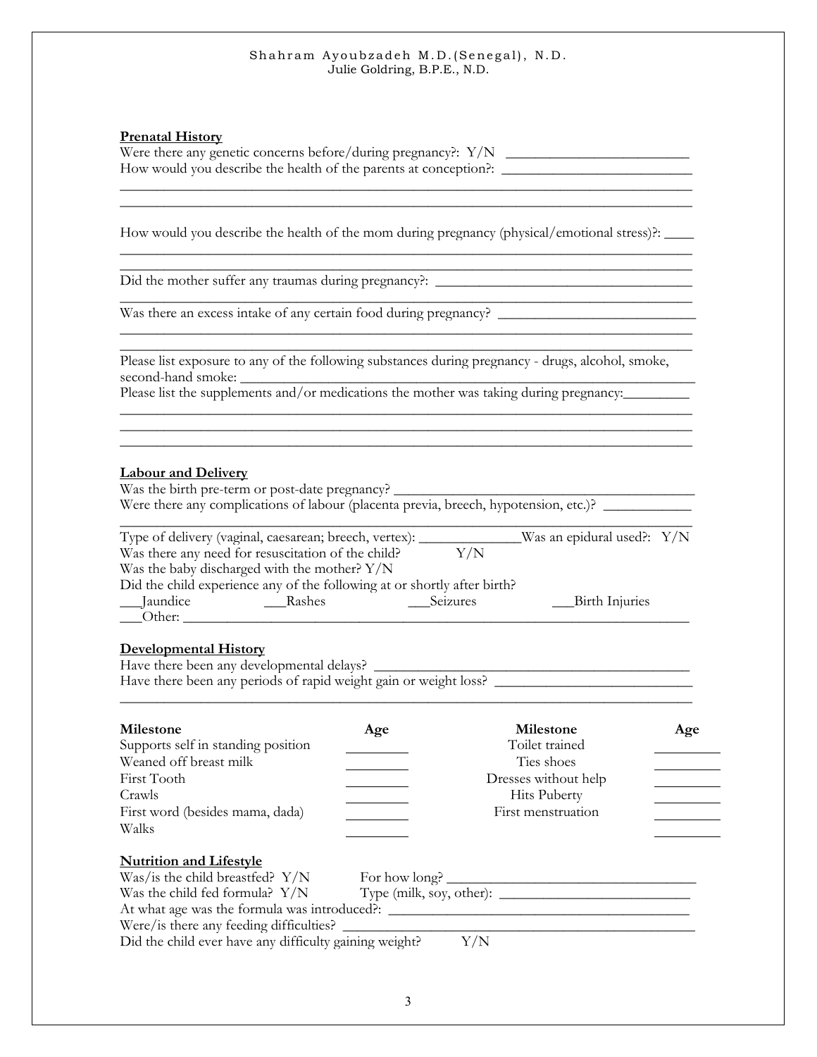## Prenatal History

Were there any genetic concerns before/during pregnancy?: Y/N \_\_\_\_\_\_\_\_\_\_\_\_\_\_\_\_\_\_\_\_\_\_\_\_\_

How would you describe the health of the parents at conception?: \_\_\_\_\_\_\_\_\_\_\_\_\_\_\_\_\_\_\_\_\_\_\_\_\_\_

\_\_\_\_\_\_\_\_\_\_\_\_\_\_\_\_\_\_\_\_\_\_\_\_\_\_\_\_\_\_\_\_\_\_\_\_\_\_\_\_\_\_\_\_\_\_\_\_\_\_\_\_\_\_\_\_\_\_\_\_\_\_\_\_\_\_\_\_\_\_\_\_\_\_\_\_\_\_\_\_

\_\_\_\_\_\_\_\_\_\_\_\_\_\_\_\_\_\_\_\_\_\_\_\_\_\_\_\_\_\_\_\_\_\_\_\_\_\_\_\_\_\_\_\_\_\_\_\_\_\_\_\_\_\_\_\_\_\_\_\_\_\_\_\_\_\_\_\_\_\_\_\_\_\_\_\_\_\_\_\_

How would you describe the health of the mom during pregnancy (physical/emotional stress)?: \_\_\_\_

\_\_\_\_\_\_\_\_\_\_\_\_\_\_\_\_\_\_\_\_\_\_\_\_\_\_\_\_\_\_\_\_\_\_\_\_\_\_\_\_\_\_\_\_\_\_\_\_\_\_\_\_\_\_\_\_\_\_\_\_\_\_\_\_\_\_\_\_\_\_\_\_\_\_\_\_\_\_\_\_

\_\_\_\_\_\_\_\_\_\_\_\_\_\_\_\_\_\_\_\_\_\_\_\_\_\_\_\_\_\_\_\_\_\_\_\_\_\_\_\_\_\_\_\_\_\_\_\_\_\_\_\_\_\_\_\_\_\_\_\_\_\_\_\_\_\_\_\_\_\_\_\_\_\_\_\_\_\_\_\_

Did the mother suffer any traumas during pregnancy?: \_\_\_\_\_\_\_\_\_\_\_\_\_\_\_\_\_\_\_\_\_\_\_\_\_\_\_\_\_\_\_\_\_\_\_\_

\_\_\_\_\_\_\_\_\_\_\_\_\_\_\_\_\_\_\_\_\_\_\_\_\_\_\_\_\_\_\_\_\_\_\_\_\_\_\_\_\_\_\_\_\_\_\_\_\_\_\_\_\_\_\_\_\_\_\_\_\_\_\_\_\_\_\_\_\_\_\_\_\_\_\_\_\_\_\_\_

Was there an excess intake of any certain food during pregnancy? \_\_\_\_\_\_\_\_\_\_\_\_\_\_\_\_\_\_\_\_\_\_\_\_\_\_\_\_

\_\_\_\_\_\_\_\_\_\_\_\_\_\_\_\_\_\_\_\_\_\_\_\_\_\_\_\_\_\_\_\_\_\_\_\_\_\_\_\_\_\_\_\_\_\_\_\_\_\_\_\_\_\_\_\_\_\_\_\_\_\_\_\_\_\_\_\_\_\_\_\_\_\_\_\_\_\_\_\_

\_\_\_\_\_\_\_\_\_\_\_\_\_\_\_\_\_\_\_\_\_\_\_\_\_\_\_\_\_\_\_\_\_\_\_\_\_\_\_\_\_\_\_\_\_\_\_\_\_\_\_\_\_\_\_\_\_\_\_\_\_\_\_\_\_\_\_\_\_\_\_\_\_\_\_\_\_\_\_\_

Please list exposure to any of the following substances during pregnancy - drugs, alcohol, smoke, second-hand smoke: \_\_\_\_\_\_\_\_\_\_\_\_\_\_\_\_\_\_\_\_\_\_\_\_\_\_\_\_\_\_\_\_\_\_\_\_\_\_\_\_\_\_\_\_\_\_\_\_\_\_\_\_\_\_\_\_\_\_\_\_\_\_\_\_\_

Please list the supplements and/or medications the mother was taking during pregnancy:\_\_\_\_\_\_\_\_\_

\_\_\_\_\_\_\_\_\_\_\_\_\_\_\_\_\_\_\_\_\_\_\_\_\_\_\_\_\_\_\_\_\_\_\_\_\_\_\_\_\_\_\_\_\_\_\_\_\_\_\_\_\_\_\_\_\_\_\_\_\_\_\_\_\_\_\_\_\_\_\_\_\_\_\_\_\_\_\_\_

\_\_\_\_\_\_\_\_\_\_\_\_\_\_\_\_\_\_\_\_\_\_\_\_\_\_\_\_\_\_\_\_\_\_\_\_\_\_\_\_\_\_\_\_\_\_\_\_\_\_\_\_\_\_\_\_\_\_\_\_\_\_\_\_\_\_\_\_\_\_\_\_\_\_\_\_\_\_\_\_

\_\_\_\_\_\_\_\_\_\_\_\_\_\_\_\_\_\_\_\_\_\_\_\_\_\_\_\_\_\_\_\_\_\_\_\_\_\_\_\_\_\_\_\_\_\_\_\_\_\_\_\_\_\_\_\_\_\_\_\_\_\_\_\_\_\_\_\_\_\_\_\_\_\_\_\_\_\_\_\_

## Labour and Delivery

Was the birth pre-term or post-date pregnancy? \_\_\_\_\_\_\_\_\_\_\_\_\_\_\_\_\_\_\_\_\_\_\_\_\_\_\_\_\_\_\_\_\_\_\_\_\_\_\_\_\_\_

Were there any complications of labour (placenta previa, breech, hypotension, etc.)? \_\_\_\_\_\_\_\_\_\_\_\_

\_\_\_\_\_\_\_\_\_\_\_\_\_\_\_\_\_\_\_\_\_\_\_\_\_\_\_\_\_\_\_\_\_\_\_\_\_\_\_\_\_\_\_\_\_\_\_\_\_\_\_\_\_\_\_\_\_\_\_\_\_\_\_\_\_\_\_\_\_\_\_\_\_\_\_\_\_\_\_\_

Type of delivery (vaginal, caesarean; breech, vertex): \_\_\_\_\_\_\_\_\_\_\_\_\_\_Was an epidural used?: Y/N

Was there any need for resuscitation of the child? Y/N

Was the baby discharged with the mother? Y/N

Did the child experience any of the following at or shortly after birth?

\_\_\_Jaundice \_\_\_Rashes \_\_\_Seizures \_\_\_Birth Injuries

\_\_\_Other: \_\_\_\_\_\_\_\_\_\_\_\_\_\_\_\_\_\_\_\_\_\_\_\_\_\_\_\_\_\_\_\_\_\_\_\_\_\_\_\_\_\_\_\_\_\_\_\_\_\_\_\_\_\_\_\_\_\_\_\_\_\_\_\_\_\_\_\_\_\_\_

## Developmental History

Have there been any developmental delays? \_\_\_\_\_\_\_\_\_\_\_\_\_\_\_\_\_\_\_\_\_\_\_\_\_\_\_\_\_\_\_\_\_\_\_\_\_\_\_\_\_\_\_

Have there been any periods of rapid weight gain or weight loss? \_\_\_\_\_\_\_\_\_\_\_\_\_\_\_\_\_\_\_\_\_\_\_\_\_\_\_

\_\_\_\_\_\_\_\_\_\_\_\_\_\_\_\_\_\_\_\_\_\_\_\_\_\_\_\_\_\_\_\_\_\_\_\_\_\_\_\_\_\_\_\_\_\_\_\_\_\_\_\_\_\_\_\_\_\_\_\_\_\_\_\_\_\_\_\_\_\_\_\_\_\_\_\_\_\_\_\_

| Milestone | Age | Milestone | Age |
|---|---|---|---|
| Supports self in standing position | \_\_\_\_\_\_\_\_ | Toilet trained | \_\_\_\_\_\_\_\_ |
| Weaned off breast milk | \_\_\_\_\_\_\_\_ | Ties shoes | \_\_\_\_\_\_\_\_ |
| First Tooth | \_\_\_\_\_\_\_\_ | Dresses without help | \_\_\_\_\_\_\_\_ |
| Crawls | \_\_\_\_\_\_\_\_ | Hits Puberty | \_\_\_\_\_\_\_\_ |
| First word (besides mama, dada) | \_\_\_\_\_\_\_\_ | First menstruation | \_\_\_\_\_\_\_\_ |
| Walks | \_\_\_\_\_\_\_\_ | | \_\_\_\_\_\_\_\_ |

## Nutrition and Lifestyle

Was/is the child breastfed? Y/N For how long? \_\_\_\_\_\_\_\_\_\_\_\_\_\_\_\_\_\_\_\_\_\_\_\_\_\_\_\_\_\_\_\_\_\_

Was the child fed formula? Y/N Type (milk, soy, other): \_\_\_\_\_\_\_\_\_\_\_\_\_\_\_\_\_\_\_\_\_\_\_\_\_\_

At what age was the formula was introduced?: \_\_\_\_\_\_\_\_\_\_\_\_\_\_\_\_\_\_\_\_\_\_\_\_\_\_\_\_\_\_\_\_\_\_\_\_\_\_\_\_\_

Were/is there any feeding difficulties? \_\_\_\_\_\_\_\_\_\_\_\_\_\_\_\_\_\_\_\_\_\_\_\_\_\_\_\_\_\_\_\_\_\_\_\_\_\_\_\_\_\_\_\_\_\_\_

Did the child ever have any difficulty gaining weight? Y/N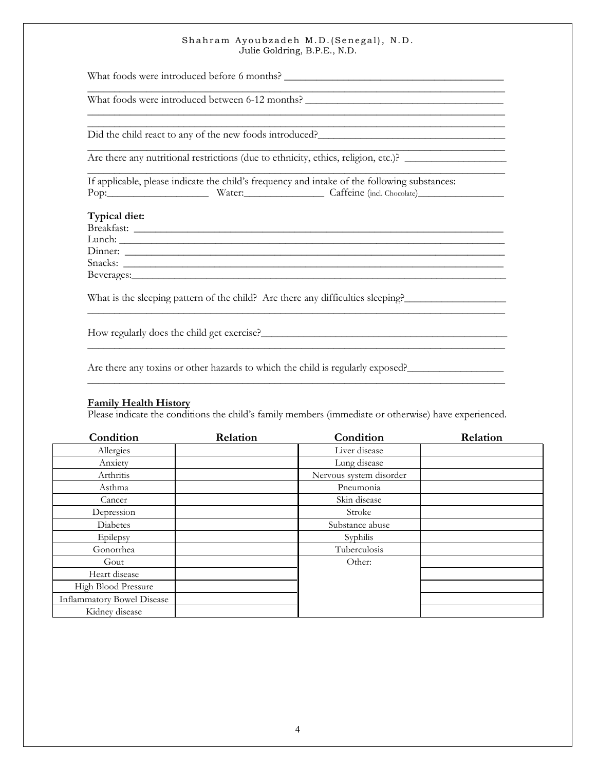What foods were introduced before 6 months? ___________________________________________

___________________________________________________________________________

What foods were introduced between 6-12 months? ______________________________________

___________________________________________________________________________

___________________________________________________________________________

Did the child react to any of the new foods introduced?___________________________________

___________________________________________________________________________

Are there any nutritional restrictions (due to ethnicity, ethics, religion, etc.)? __________________

___________________________________________________________________________

If applicable, please indicate the child's frequency and intake of the following substances:
Pop:__________________ Water:_______________ Caffeine (incl. Chocolate)________________

**Typical diet:**
Breakfast: _________________________________________________________________
Lunch: ____________________________________________________________________
Dinner: ___________________________________________________________________
Snacks: ___________________________________________________________________
Beverages:_________________________________________________________________

What is the sleeping pattern of the child? Are there any difficulties sleeping?__________________

___________________________________________________________________________

How regularly does the child get exercise?______________________________________________

___________________________________________________________________________

Are there any toxins or other hazards to which the child is regularly exposed?_________________

___________________________________________________________________________

**Family Health History**
Please indicate the conditions the child's family members (immediate or otherwise) have experienced.

| Condition | Relation | Condition | Relation |
|---|---|---|---|
| Allergies | | Liver disease | |
| Anxiety | | Lung disease | |
| Arthritis | | Nervous system disorder | |
| Asthma | | Pneumonia | |
| Cancer | | Skin disease | |
| Depression | | Stroke | |
| Diabetes | | Substance abuse | |
| Epilepsy | | Syphilis | |
| Gonorrhea | | Tuberculosis | |
| Gout | | Other: | |
| Heart disease | | | |
| High Blood Pressure | | | |
| Inflammatory Bowel Disease | | | |
| Kidney disease | | | |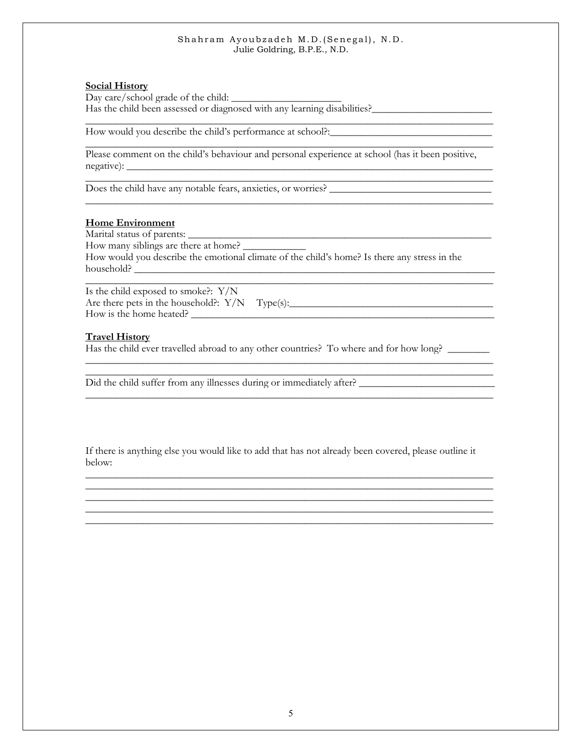### Social History

Day care/school grade of the child: ____________________

Has the child been assessed or diagnosed with any learning disabilities?______________________

___________________________________________________________________________

How would you describe the child's performance at school?:______________________________

___________________________________________________________________________

Please comment on the child's behaviour and personal experience at school (has it been positive, negative): ___________________________________________________________________

___________________________________________________________________________

Does the child have any notable fears, anxieties, or worries? ______________________________

___________________________________________________________________________

### Home Environment

Marital status of parents: __________________________________________________________

How many siblings are there at home? ___________

How would you describe the emotional climate of the child's home? Is there any stress in the household? ____________________________________________________________________

___________________________________________________________________________

Is the child exposed to smoke?: Y/N

Are there pets in the household?: Y/N Type(s):______________________________________

How is the home heated? __________________________________________________________

### Travel History

Has the child ever travelled abroad to any other countries? To where and for how long? _______

___________________________________________________________________________

___________________________________________________________________________

Did the child suffer from any illnesses during or immediately after? _________________________

___________________________________________________________________________

If there is anything else you would like to add that has not already been covered, please outline it below:

___________________________________________________________________________

___________________________________________________________________________

___________________________________________________________________________

___________________________________________________________________________

___________________________________________________________________________